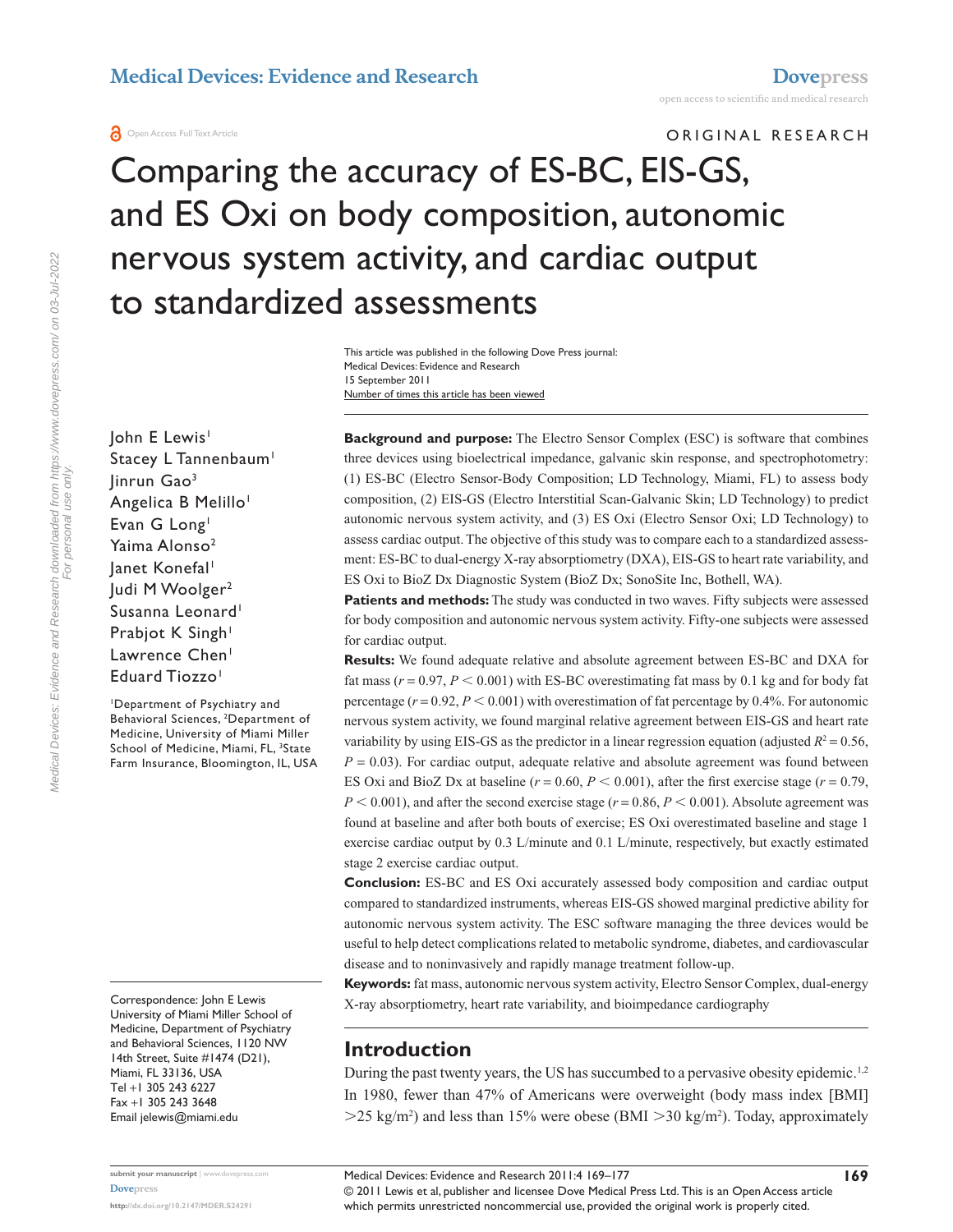Open Access Full Text Article

ORIGINAL RESEARCH

# Comparing the accuracy of ES-BC, EIS-GS, and ES Oxi on body composition, autonomic nervous system activity, and cardiac output to standardized assessments

This article was published in the following Dove Press journal:
Medical Devices: Evidence and Research
15 September 2011
Number of times this article has been viewed

John E Lewis[1]
Stacey L Tannenbaum[1]
Jinrun Gao[3]
Angelica B Melillo[1]
Evan G Long[1]
Yaima Alonso[2]
Janet Konefal[1]
Judi M Woolger[2]
Susanna Leonard[1]
Prabjot K Singh[1]
Lawrence Chen[1]
Eduard Tiozzo[1]

[1]Department of Psychiatry and Behavioral Sciences, [2]Department of Medicine, University of Miami Miller School of Medicine, Miami, FL, [3]State Farm Insurance, Bloomington, IL, USA

Correspondence: John E Lewis
University of Miami Miller School of Medicine, Department of Psychiatry and Behavioral Sciences, 1120 NW 14th Street, Suite #1474 (D21), Miami, FL 33136, USA
Tel +1 305 243 6227
Fax +1 305 243 3648
Email jelewis@miami.edu

**Background and purpose:** The Electro Sensor Complex (ESC) is software that combines three devices using bioelectrical impedance, galvanic skin response, and spectrophotometry: (1) ES-BC (Electro Sensor-Body Composition; LD Technology, Miami, FL) to assess body composition, (2) EIS-GS (Electro Interstitial Scan-Galvanic Skin; LD Technology) to predict autonomic nervous system activity, and (3) ES Oxi (Electro Sensor Oxi; LD Technology) to assess cardiac output. The objective of this study was to compare each to a standardized assessment: ES-BC to dual-energy X-ray absorptiometry (DXA), EIS-GS to heart rate variability, and ES Oxi to BioZ Dx Diagnostic System (BioZ Dx; SonoSite Inc, Bothell, WA).

**Patients and methods:** The study was conducted in two waves. Fifty subjects were assessed for body composition and autonomic nervous system activity. Fifty-one subjects were assessed for cardiac output.

**Results:** We found adequate relative and absolute agreement between ES-BC and DXA for fat mass ($r = 0.97$, $P < 0.001$) with ES-BC overestimating fat mass by 0.1 kg and for body fat percentage ($r = 0.92$, $P < 0.001$) with overestimation of fat percentage by 0.4%. For autonomic nervous system activity, we found marginal relative agreement between EIS-GS and heart rate variability by using EIS-GS as the predictor in a linear regression equation (adjusted $R^2 = 0.56$, $P = 0.03$). For cardiac output, adequate relative and absolute agreement was found between ES Oxi and BioZ Dx at baseline ($r = 0.60$, $P < 0.001$), after the first exercise stage ($r = 0.79$, $P < 0.001$), and after the second exercise stage ($r = 0.86$, $P < 0.001$). Absolute agreement was found at baseline and after both bouts of exercise; ES Oxi overestimated baseline and stage 1 exercise cardiac output by 0.3 L/minute and 0.1 L/minute, respectively, but exactly estimated stage 2 exercise cardiac output.

**Conclusion:** ES-BC and ES Oxi accurately assessed body composition and cardiac output compared to standardized instruments, whereas EIS-GS showed marginal predictive ability for autonomic nervous system activity. The ESC software managing the three devices would be useful to help detect complications related to metabolic syndrome, diabetes, and cardiovascular disease and to noninvasively and rapidly manage treatment follow-up.

**Keywords:** fat mass, autonomic nervous system activity, Electro Sensor Complex, dual-energy X-ray absorptiometry, heart rate variability, and bioimpedance cardiography

## Introduction

During the past twenty years, the US has succumbed to a pervasive obesity epidemic.[1,2] In 1980, fewer than 47% of Americans were overweight (body mass index [BMI] >25 kg/m$^2$) and less than 15% were obese (BMI >30 kg/m$^2$). Today, approximately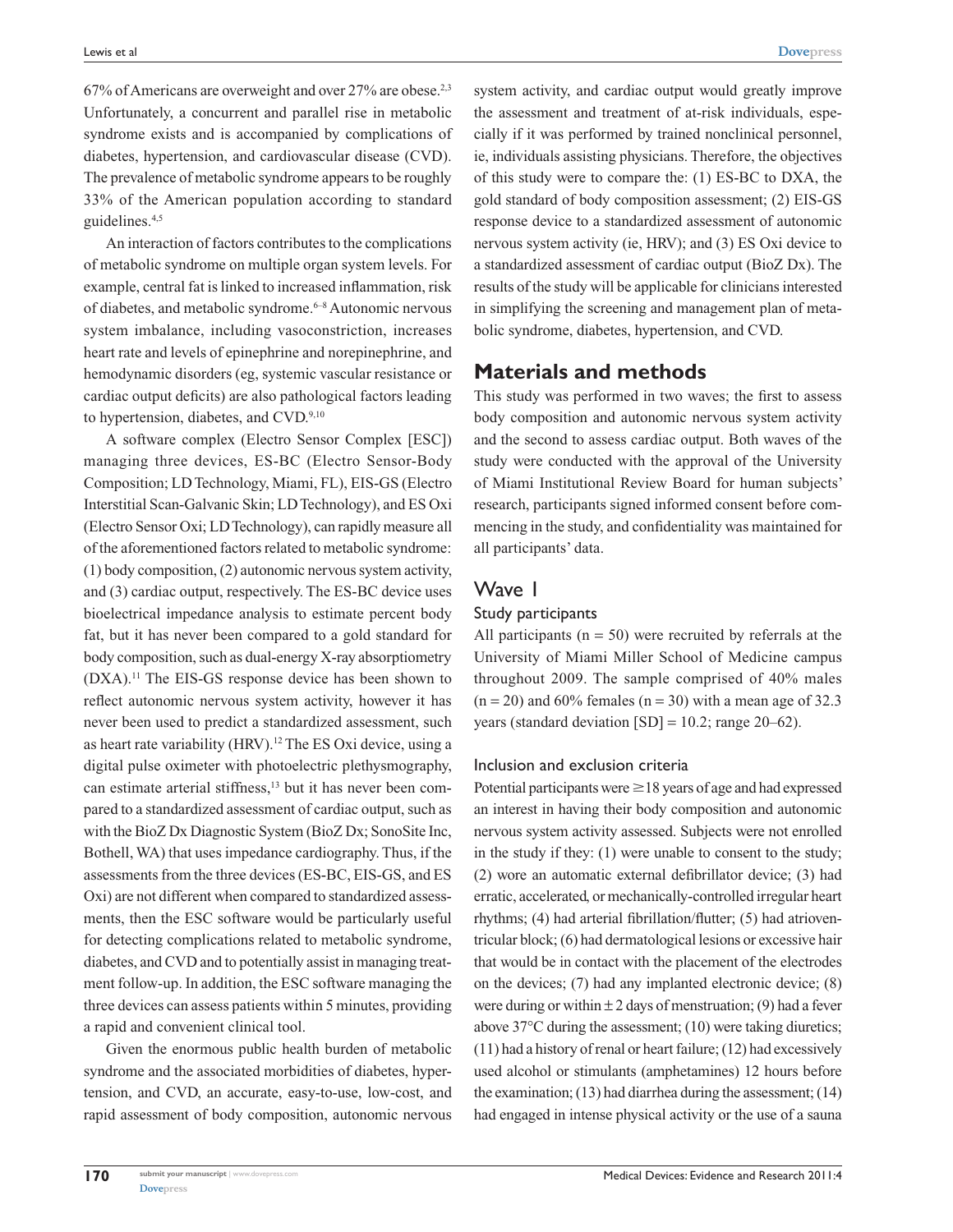67% of Americans are overweight and over 27% are obese.[2,3] Unfortunately, a concurrent and parallel rise in metabolic syndrome exists and is accompanied by complications of diabetes, hypertension, and cardiovascular disease (CVD). The prevalence of metabolic syndrome appears to be roughly 33% of the American population according to standard guidelines.[4,5]

An interaction of factors contributes to the complications of metabolic syndrome on multiple organ system levels. For example, central fat is linked to increased inflammation, risk of diabetes, and metabolic syndrome.[6–8] Autonomic nervous system imbalance, including vasoconstriction, increases heart rate and levels of epinephrine and norepinephrine, and hemodynamic disorders (eg, systemic vascular resistance or cardiac output deficits) are also pathological factors leading to hypertension, diabetes, and CVD.[9,10]

A software complex (Electro Sensor Complex [ESC]) managing three devices, ES-BC (Electro Sensor-Body Composition; LD Technology, Miami, FL), EIS-GS (Electro Interstitial Scan-Galvanic Skin; LD Technology), and ES Oxi (Electro Sensor Oxi; LD Technology), can rapidly measure all of the aforementioned factors related to metabolic syndrome: (1) body composition, (2) autonomic nervous system activity, and (3) cardiac output, respectively. The ES-BC device uses bioelectrical impedance analysis to estimate percent body fat, but it has never been compared to a gold standard for body composition, such as dual-energy X-ray absorptiometry (DXA).[11] The EIS-GS response device has been shown to reflect autonomic nervous system activity, however it has never been used to predict a standardized assessment, such as heart rate variability (HRV).[12] The ES Oxi device, using a digital pulse oximeter with photoelectric plethysmography, can estimate arterial stiffness,[13] but it has never been compared to a standardized assessment of cardiac output, such as with the BioZ Dx Diagnostic System (BioZ Dx; SonoSite Inc, Bothell, WA) that uses impedance cardiography. Thus, if the assessments from the three devices (ES-BC, EIS-GS, and ES Oxi) are not different when compared to standardized assessments, then the ESC software would be particularly useful for detecting complications related to metabolic syndrome, diabetes, and CVD and to potentially assist in managing treatment follow-up. In addition, the ESC software managing the three devices can assess patients within 5 minutes, providing a rapid and convenient clinical tool.

Given the enormous public health burden of metabolic syndrome and the associated morbidities of diabetes, hypertension, and CVD, an accurate, easy-to-use, low-cost, and rapid assessment of body composition, autonomic nervous system activity, and cardiac output would greatly improve the assessment and treatment of at-risk individuals, especially if it was performed by trained nonclinical personnel, ie, individuals assisting physicians. Therefore, the objectives of this study were to compare the: (1) ES-BC to DXA, the gold standard of body composition assessment; (2) EIS-GS response device to a standardized assessment of autonomic nervous system activity (ie, HRV); and (3) ES Oxi device to a standardized assessment of cardiac output (BioZ Dx). The results of the study will be applicable for clinicians interested in simplifying the screening and management plan of metabolic syndrome, diabetes, hypertension, and CVD.

## Materials and methods

This study was performed in two waves; the first to assess body composition and autonomic nervous system activity and the second to assess cardiac output. Both waves of the study were conducted with the approval of the University of Miami Institutional Review Board for human subjects' research, participants signed informed consent before commencing in the study, and confidentiality was maintained for all participants' data.

## Wave 1

### Study participants

All participants ($n = 50$) were recruited by referrals at the University of Miami Miller School of Medicine campus throughout 2009. The sample comprised of 40% males ($n = 20$) and 60% females ($n = 30$) with a mean age of 32.3 years (standard deviation [SD] = 10.2; range 20–62).

### Inclusion and exclusion criteria

Potential participants were $\geq 18$ years of age and had expressed an interest in having their body composition and autonomic nervous system activity assessed. Subjects were not enrolled in the study if they: (1) were unable to consent to the study; (2) wore an automatic external defibrillator device; (3) had erratic, accelerated, or mechanically-controlled irregular heart rhythms; (4) had arterial fibrillation/flutter; (5) had atrioventricular block; (6) had dermatological lesions or excessive hair that would be in contact with the placement of the electrodes on the devices; (7) had any implanted electronic device; (8) were during or within $\pm 2$ days of menstruation; (9) had a fever above 37°C during the assessment; (10) were taking diuretics; (11) had a history of renal or heart failure; (12) had excessively used alcohol or stimulants (amphetamines) 12 hours before the examination; (13) had diarrhea during the assessment; (14) had engaged in intense physical activity or the use of a sauna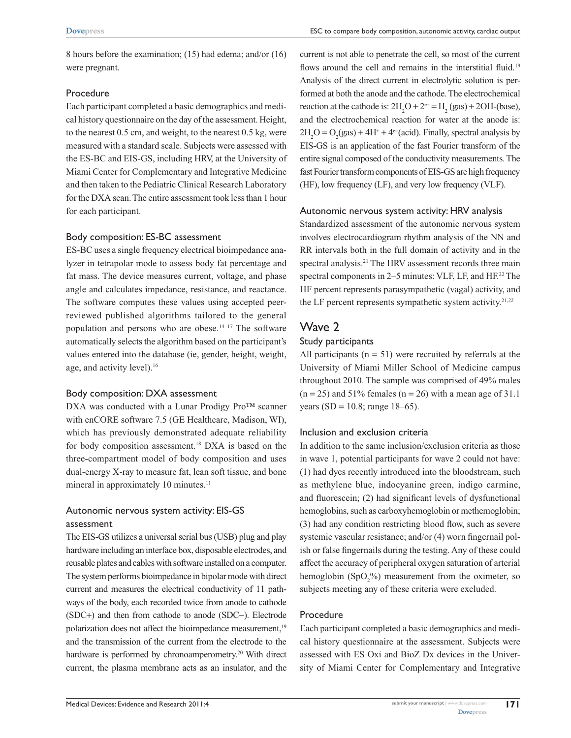8 hours before the examination; (15) had edema; and/or (16) were pregnant.

### Procedure

Each participant completed a basic demographics and medical history questionnaire on the day of the assessment. Height, to the nearest 0.5 cm, and weight, to the nearest 0.5 kg, were measured with a standard scale. Subjects were assessed with the ES-BC and EIS-GS, including HRV, at the University of Miami Center for Complementary and Integrative Medicine and then taken to the Pediatric Clinical Research Laboratory for the DXA scan. The entire assessment took less than 1 hour for each participant.

### Body composition: ES-BC assessment

ES-BC uses a single frequency electrical bioimpedance analyzer in tetrapolar mode to assess body fat percentage and fat mass. The device measures current, voltage, and phase angle and calculates impedance, resistance, and reactance. The software computes these values using accepted peer-reviewed published algorithms tailored to the general population and persons who are obese.[14–17] The software automatically selects the algorithm based on the participant's values entered into the database (ie, gender, height, weight, age, and activity level).[16]

### Body composition: DXA assessment

DXA was conducted with a Lunar Prodigy Pro™ scanner with enCORE software 7.5 (GE Healthcare, Madison, WI), which has previously demonstrated adequate reliability for body composition assessment.[18] DXA is based on the three-compartment model of body composition and uses dual-energy X-ray to measure fat, lean soft tissue, and bone mineral in approximately 10 minutes.[11]

### Autonomic nervous system activity: EIS-GS assessment

The EIS-GS utilizes a universal serial bus (USB) plug and play hardware including an interface box, disposable electrodes, and reusable plates and cables with software installed on a computer. The system performs bioimpedance in bipolar mode with direct current and measures the electrical conductivity of 11 pathways of the body, each recorded twice from anode to cathode (SDC+) and then from cathode to anode (SDC−). Electrode polarization does not affect the bioimpedance measurement,[19] and the transmission of the current from the electrode to the hardware is performed by chronoamperometry.[20] With direct current, the plasma membrane acts as an insulator, and the current is not able to penetrate the cell, so most of the current flows around the cell and remains in the interstitial fluid.[19] Analysis of the direct current in electrolytic solution is performed at both the anode and the cathode. The electrochemical reaction at the cathode is: $2H_2O + 2e^- = H_2\text{(gas)} + 2OH^-$(base), and the electrochemical reaction for water at the anode is: $2H_2O = O_2\text{(gas)} + 4H^+ + 4e^-$(acid). Finally, spectral analysis by EIS-GS is an application of the fast Fourier transform of the entire signal composed of the conductivity measurements. The fast Fourier transform components of EIS-GS are high frequency (HF), low frequency (LF), and very low frequency (VLF).

### Autonomic nervous system activity: HRV analysis

Standardized assessment of the autonomic nervous system involves electrocardiogram rhythm analysis of the NN and RR intervals both in the full domain of activity and in the spectral analysis.[21] The HRV assessment records three main spectral components in 2–5 minutes: VLF, LF, and HF.[22] The HF percent represents parasympathetic (vagal) activity, and the LF percent represents sympathetic system activity.[21,22]

## Wave 2

### Study participants

All participants (n = 51) were recruited by referrals at the University of Miami Miller School of Medicine campus throughout 2010. The sample was comprised of 49% males (n = 25) and 51% females (n = 26) with a mean age of 31.1 years (SD = 10.8; range 18–65).

### Inclusion and exclusion criteria

In addition to the same inclusion/exclusion criteria as those in wave 1, potential participants for wave 2 could not have: (1) had dyes recently introduced into the bloodstream, such as methylene blue, indocyanine green, indigo carmine, and fluorescein; (2) had significant levels of dysfunctional hemoglobins, such as carboxyhemoglobin or methemoglobin; (3) had any condition restricting blood flow, such as severe systemic vascular resistance; and/or (4) worn fingernail polish or false fingernails during the testing. Any of these could affect the accuracy of peripheral oxygen saturation of arterial hemoglobin ($SpO_2\%$) measurement from the oximeter, so subjects meeting any of these criteria were excluded.

### Procedure

Each participant completed a basic demographics and medical history questionnaire at the assessment. Subjects were assessed with ES Oxi and BioZ Dx devices in the University of Miami Center for Complementary and Integrative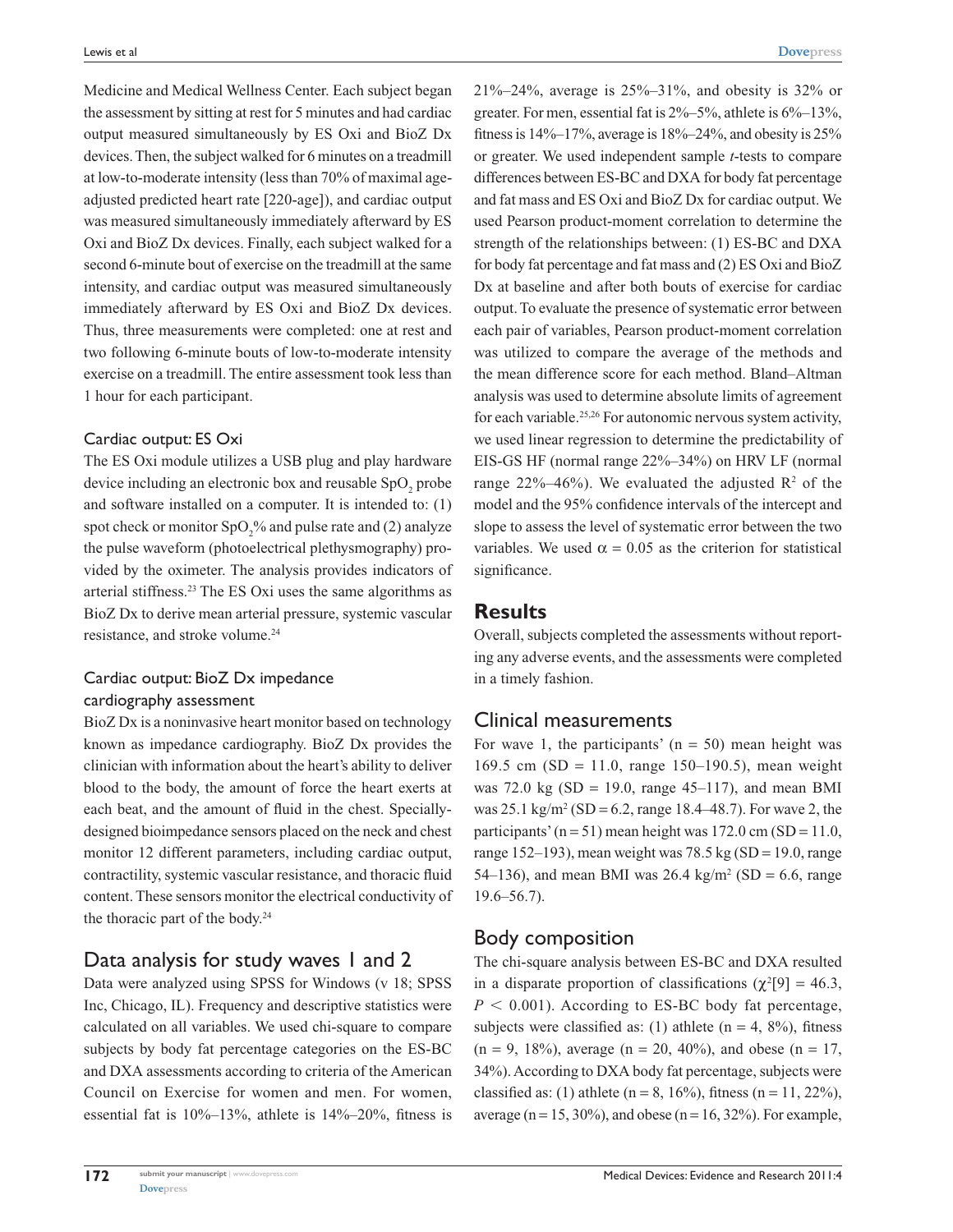Medicine and Medical Wellness Center. Each subject began the assessment by sitting at rest for 5 minutes and had cardiac output measured simultaneously by ES Oxi and BioZ Dx devices. Then, the subject walked for 6 minutes on a treadmill at low-to-moderate intensity (less than 70% of maximal age-adjusted predicted heart rate [220-age]), and cardiac output was measured simultaneously immediately afterward by ES Oxi and BioZ Dx devices. Finally, each subject walked for a second 6-minute bout of exercise on the treadmill at the same intensity, and cardiac output was measured simultaneously immediately afterward by ES Oxi and BioZ Dx devices. Thus, three measurements were completed: one at rest and two following 6-minute bouts of low-to-moderate intensity exercise on a treadmill. The entire assessment took less than 1 hour for each participant.

### Cardiac output: ES Oxi

The ES Oxi module utilizes a USB plug and play hardware device including an electronic box and reusable $SpO_2$ probe and software installed on a computer. It is intended to: (1) spot check or monitor $SpO_2$% and pulse rate and (2) analyze the pulse waveform (photoelectrical plethysmography) provided by the oximeter. The analysis provides indicators of arterial stiffness.[23] The ES Oxi uses the same algorithms as BioZ Dx to derive mean arterial pressure, systemic vascular resistance, and stroke volume.[24]

### Cardiac output: BioZ Dx impedance cardiography assessment

BioZ Dx is a noninvasive heart monitor based on technology known as impedance cardiography. BioZ Dx provides the clinician with information about the heart's ability to deliver blood to the body, the amount of force the heart exerts at each beat, and the amount of fluid in the chest. Specially-designed bioimpedance sensors placed on the neck and chest monitor 12 different parameters, including cardiac output, contractility, systemic vascular resistance, and thoracic fluid content. These sensors monitor the electrical conductivity of the thoracic part of the body.[24]

## Data analysis for study waves 1 and 2

Data were analyzed using SPSS for Windows (v 18; SPSS Inc, Chicago, IL). Frequency and descriptive statistics were calculated on all variables. We used chi-square to compare subjects by body fat percentage categories on the ES-BC and DXA assessments according to criteria of the American Council on Exercise for women and men. For women, essential fat is 10%–13%, athlete is 14%–20%, fitness is 21%–24%, average is 25%–31%, and obesity is 32% or greater. For men, essential fat is 2%–5%, athlete is 6%–13%, fitness is 14%–17%, average is 18%–24%, and obesity is 25% or greater. We used independent sample *t*-tests to compare differences between ES-BC and DXA for body fat percentage and fat mass and ES Oxi and BioZ Dx for cardiac output. We used Pearson product-moment correlation to determine the strength of the relationships between: (1) ES-BC and DXA for body fat percentage and fat mass and (2) ES Oxi and BioZ Dx at baseline and after both bouts of exercise for cardiac output. To evaluate the presence of systematic error between each pair of variables, Pearson product-moment correlation was utilized to compare the average of the methods and the mean difference score for each method. Bland–Altman analysis was used to determine absolute limits of agreement for each variable.[25,26] For autonomic nervous system activity, we used linear regression to determine the predictability of EIS-GS HF (normal range 22%–34%) on HRV LF (normal range 22%–46%). We evaluated the adjusted $R^2$ of the model and the 95% confidence intervals of the intercept and slope to assess the level of systematic error between the two variables. We used $\alpha = 0.05$ as the criterion for statistical significance.

# Results

Overall, subjects completed the assessments without reporting any adverse events, and the assessments were completed in a timely fashion.

## Clinical measurements

For wave 1, the participants' (n = 50) mean height was 169.5 cm (SD = 11.0, range 150–190.5), mean weight was 72.0 kg (SD = 19.0, range 45–117), and mean BMI was 25.1 kg/m$^2$ (SD = 6.2, range 18.4–48.7). For wave 2, the participants' (n = 51) mean height was 172.0 cm (SD = 11.0, range 152–193), mean weight was 78.5 kg (SD = 19.0, range 54–136), and mean BMI was 26.4 kg/m$^2$ (SD = 6.6, range 19.6–56.7).

## Body composition

The chi-square analysis between ES-BC and DXA resulted in a disparate proportion of classifications ($\chi^2[9] = 46.3$, $P < 0.001$). According to ES-BC body fat percentage, subjects were classified as: (1) athlete (n = 4, 8%), fitness (n = 9, 18%), average (n = 20, 40%), and obese (n = 17, 34%). According to DXA body fat percentage, subjects were classified as: (1) athlete (n = 8, 16%), fitness (n = 11, 22%), average (n = 15, 30%), and obese (n = 16, 32%). For example,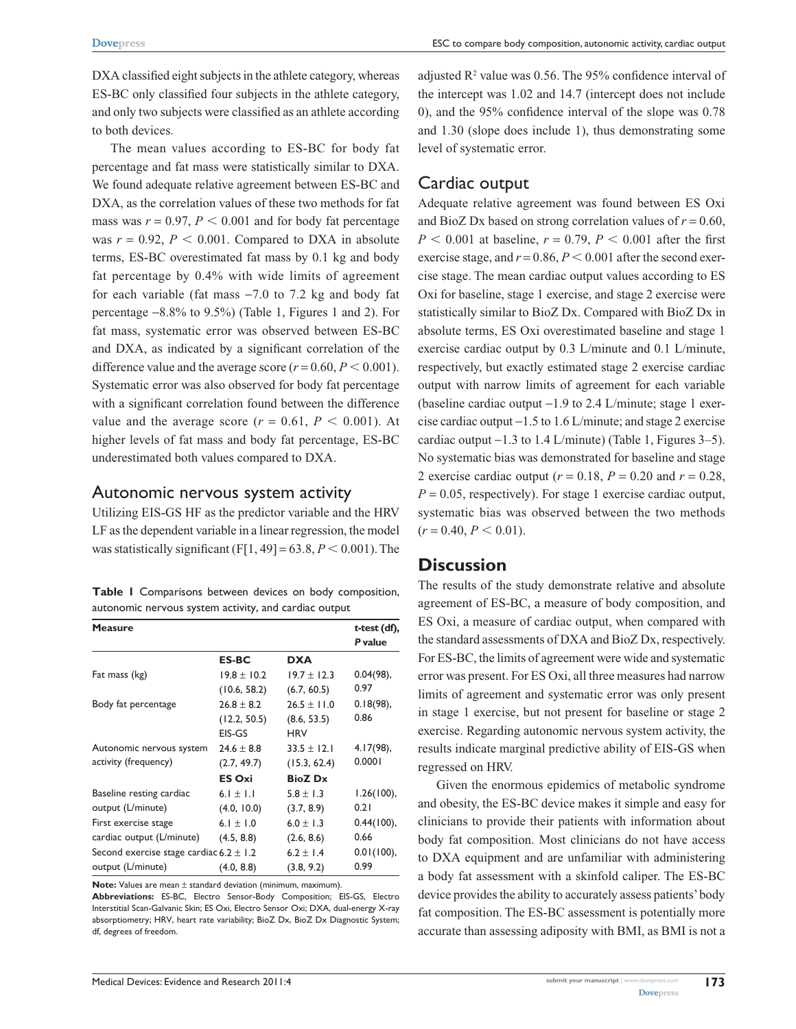DXA classified eight subjects in the athlete category, whereas ES-BC only classified four subjects in the athlete category, and only two subjects were classified as an athlete according to both devices.

The mean values according to ES-BC for body fat percentage and fat mass were statistically similar to DXA. We found adequate relative agreement between ES-BC and DXA, as the correlation values of these two methods for fat mass was $r = 0.97$, $P < 0.001$ and for body fat percentage was $r = 0.92$, $P < 0.001$. Compared to DXA in absolute terms, ES-BC overestimated fat mass by 0.1 kg and body fat percentage by 0.4% with wide limits of agreement for each variable (fat mass −7.0 to 7.2 kg and body fat percentage −8.8% to 9.5%) (Table 1, Figures 1 and 2). For fat mass, systematic error was observed between ES-BC and DXA, as indicated by a significant correlation of the difference value and the average score ($r = 0.60$, $P < 0.001$). Systematic error was also observed for body fat percentage with a significant correlation found between the difference value and the average score ($r = 0.61$, $P < 0.001$). At higher levels of fat mass and body fat percentage, ES-BC underestimated both values compared to DXA.

## Autonomic nervous system activity

Utilizing EIS-GS HF as the predictor variable and the HRV LF as the dependent variable in a linear regression, the model was statistically significant ($F[1, 49] = 63.8$, $P < 0.001$). The adjusted $R^2$ value was 0.56. The 95% confidence interval of the intercept was 1.02 and 14.7 (intercept does not include 0), and the 95% confidence interval of the slope was 0.78 and 1.30 (slope does include 1), thus demonstrating some level of systematic error.

**Table 1** Comparisons between devices on body composition, autonomic nervous system activity, and cardiac output

| Measure | | | *t*-test (df), *P* value |
|---|---|---|---|
| | **ES-BC** | **DXA** | |
| Fat mass (kg) | 19.8 ± 10.2 (10.6, 58.2) | 19.7 ± 12.3 (6.7, 60.5) | 0.04(98), 0.97 |
| Body fat percentage | 26.8 ± 8.2 (12.2, 50.5) | 26.5 ± 11.0 (8.6, 53.5) | 0.18(98), 0.86 |
| | EIS-GS | HRV | |
| Autonomic nervous system activity (frequency) | 24.6 ± 8.8 (2.7, 49.7) | 33.5 ± 12.1 (15.3, 62.4) | 4.17(98), 0.0001 |
| | **ES Oxi** | **BioZ Dx** | |
| Baseline resting cardiac output (L/minute) | 6.1 ± 1.1 (4.0, 10.0) | 5.8 ± 1.3 (3.7, 8.9) | 1.26(100), 0.21 |
| First exercise stage cardiac output (L/minute) | 6.1 ± 1.0 (4.5, 8.8) | 6.0 ± 1.3 (2.6, 8.6) | 0.44(100), 0.66 |
| Second exercise stage cardiac output (L/minute) | 6.2 ± 1.2 (4.0, 8.8) | 6.2 ± 1.4 (3.8, 9.2) | 0.01(100), 0.99 |

**Note:** Values are mean ± standard deviation (minimum, maximum).
**Abbreviations:** ES-BC, Electro Sensor-Body Composition; EIS-GS, Electro Interstitial Scan-Galvanic Skin; ES Oxi, Electro Sensor Oxi; DXA, dual-energy X-ray absorptiometry; HRV, heart rate variability; BioZ Dx, BioZ Dx Diagnostic System; df, degrees of freedom.

## Cardiac output

Adequate relative agreement was found between ES Oxi and BioZ Dx based on strong correlation values of $r = 0.60$, $P < 0.001$ at baseline, $r = 0.79$, $P < 0.001$ after the first exercise stage, and $r = 0.86$, $P < 0.001$ after the second exercise stage. The mean cardiac output values according to ES Oxi for baseline, stage 1 exercise, and stage 2 exercise were statistically similar to BioZ Dx. Compared with BioZ Dx in absolute terms, ES Oxi overestimated baseline and stage 1 exercise cardiac output by 0.3 L/minute and 0.1 L/minute, respectively, but exactly estimated stage 2 exercise cardiac output with narrow limits of agreement for each variable (baseline cardiac output −1.9 to 2.4 L/minute; stage 1 exercise cardiac output −1.5 to 1.6 L/minute; and stage 2 exercise cardiac output −1.3 to 1.4 L/minute) (Table 1, Figures 3–5). No systematic bias was demonstrated for baseline and stage 2 exercise cardiac output ($r = 0.18$, $P = 0.20$ and $r = 0.28$, $P = 0.05$, respectively). For stage 1 exercise cardiac output, systematic bias was observed between the two methods ($r = 0.40$, $P < 0.01$).

# Discussion

The results of the study demonstrate relative and absolute agreement of ES-BC, a measure of body composition, and ES Oxi, a measure of cardiac output, when compared with the standard assessments of DXA and BioZ Dx, respectively. For ES-BC, the limits of agreement were wide and systematic error was present. For ES Oxi, all three measures had narrow limits of agreement and systematic error was only present in stage 1 exercise, but not present for baseline or stage 2 exercise. Regarding autonomic nervous system activity, the results indicate marginal predictive ability of EIS-GS when regressed on HRV.

Given the enormous epidemics of metabolic syndrome and obesity, the ES-BC device makes it simple and easy for clinicians to provide their patients with information about body fat composition. Most clinicians do not have access to DXA equipment and are unfamiliar with administering a body fat assessment with a skinfold caliper. The ES-BC device provides the ability to accurately assess patients' body fat composition. The ES-BC assessment is potentially more accurate than assessing adiposity with BMI, as BMI is not a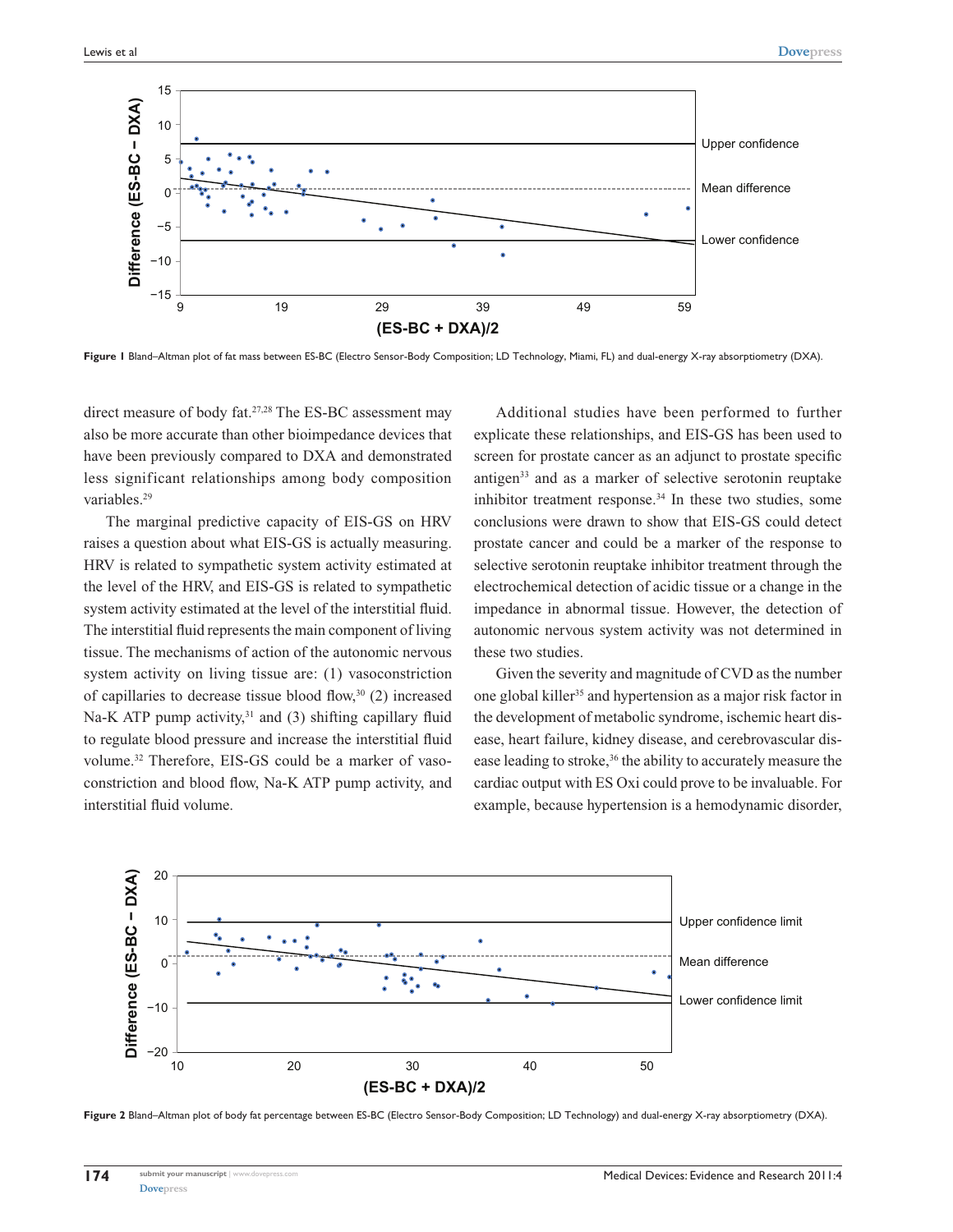Figure 1 Bland–Altman plot of fat mass between ES-BC (Electro Sensor-Body Composition; LD Technology, Miami, FL) and dual-energy X-ray absorptiometry (DXA).

direct measure of body fat.[27,28] The ES-BC assessment may also be more accurate than other bioimpedance devices that have been previously compared to DXA and demonstrated less significant relationships among body composition variables.[29]

The marginal predictive capacity of EIS-GS on HRV raises a question about what EIS-GS is actually measuring. HRV is related to sympathetic system activity estimated at the level of the HRV, and EIS-GS is related to sympathetic system activity estimated at the level of the interstitial fluid. The interstitial fluid represents the main component of living tissue. The mechanisms of action of the autonomic nervous system activity on living tissue are: (1) vasoconstriction of capillaries to decrease tissue blood flow,[30] (2) increased Na-K ATP pump activity,[31] and (3) shifting capillary fluid to regulate blood pressure and increase the interstitial fluid volume.[32] Therefore, EIS-GS could be a marker of vasoconstriction and blood flow, Na-K ATP pump activity, and interstitial fluid volume.

Additional studies have been performed to further explicate these relationships, and EIS-GS has been used to screen for prostate cancer as an adjunct to prostate specific antigen[33] and as a marker of selective serotonin reuptake inhibitor treatment response.[34] In these two studies, some conclusions were drawn to show that EIS-GS could detect prostate cancer and could be a marker of the response to selective serotonin reuptake inhibitor treatment through the electrochemical detection of acidic tissue or a change in the impedance in abnormal tissue. However, the detection of autonomic nervous system activity was not determined in these two studies.

Given the severity and magnitude of CVD as the number one global killer[35] and hypertension as a major risk factor in the development of metabolic syndrome, ischemic heart disease, heart failure, kidney disease, and cerebrovascular disease leading to stroke,[36] the ability to accurately measure the cardiac output with ES Oxi could prove to be invaluable. For example, because hypertension is a hemodynamic disorder,

Figure 2 Bland–Altman plot of body fat percentage between ES-BC (Electro Sensor-Body Composition; LD Technology) and dual-energy X-ray absorptiometry (DXA).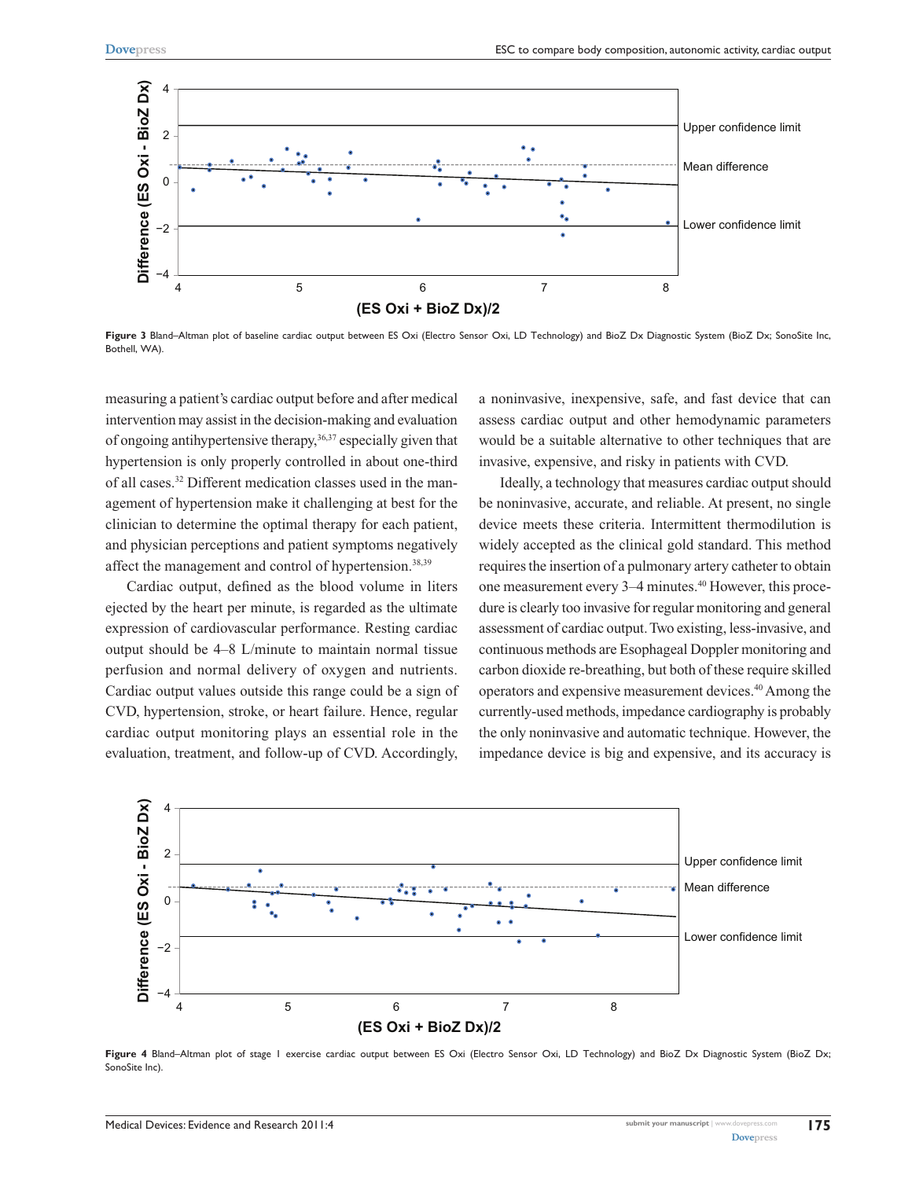Figure 3 Bland–Altman plot of baseline cardiac output between ES Oxi (Electro Sensor Oxi, LD Technology) and BioZ Dx Diagnostic System (BioZ Dx; SonoSite Inc, Bothell, WA).

measuring a patient's cardiac output before and after medical intervention may assist in the decision-making and evaluation of ongoing antihypertensive therapy,[36,37] especially given that hypertension is only properly controlled in about one-third of all cases.[32] Different medication classes used in the management of hypertension make it challenging at best for the clinician to determine the optimal therapy for each patient, and physician perceptions and patient symptoms negatively affect the management and control of hypertension.[38,39]

Cardiac output, defined as the blood volume in liters ejected by the heart per minute, is regarded as the ultimate expression of cardiovascular performance. Resting cardiac output should be 4–8 L/minute to maintain normal tissue perfusion and normal delivery of oxygen and nutrients. Cardiac output values outside this range could be a sign of CVD, hypertension, stroke, or heart failure. Hence, regular cardiac output monitoring plays an essential role in the evaluation, treatment, and follow-up of CVD. Accordingly, a noninvasive, inexpensive, safe, and fast device that can assess cardiac output and other hemodynamic parameters would be a suitable alternative to other techniques that are invasive, expensive, and risky in patients with CVD.

Ideally, a technology that measures cardiac output should be noninvasive, accurate, and reliable. At present, no single device meets these criteria. Intermittent thermodilution is widely accepted as the clinical gold standard. This method requires the insertion of a pulmonary artery catheter to obtain one measurement every 3–4 minutes.[40] However, this procedure is clearly too invasive for regular monitoring and general assessment of cardiac output. Two existing, less-invasive, and continuous methods are Esophageal Doppler monitoring and carbon dioxide re-breathing, but both of these require skilled operators and expensive measurement devices.[40] Among the currently-used methods, impedance cardiography is probably the only noninvasive and automatic technique. However, the impedance device is big and expensive, and its accuracy is

Figure 4 Bland–Altman plot of stage I exercise cardiac output between ES Oxi (Electro Sensor Oxi, LD Technology) and BioZ Dx Diagnostic System (BioZ Dx; SonoSite Inc).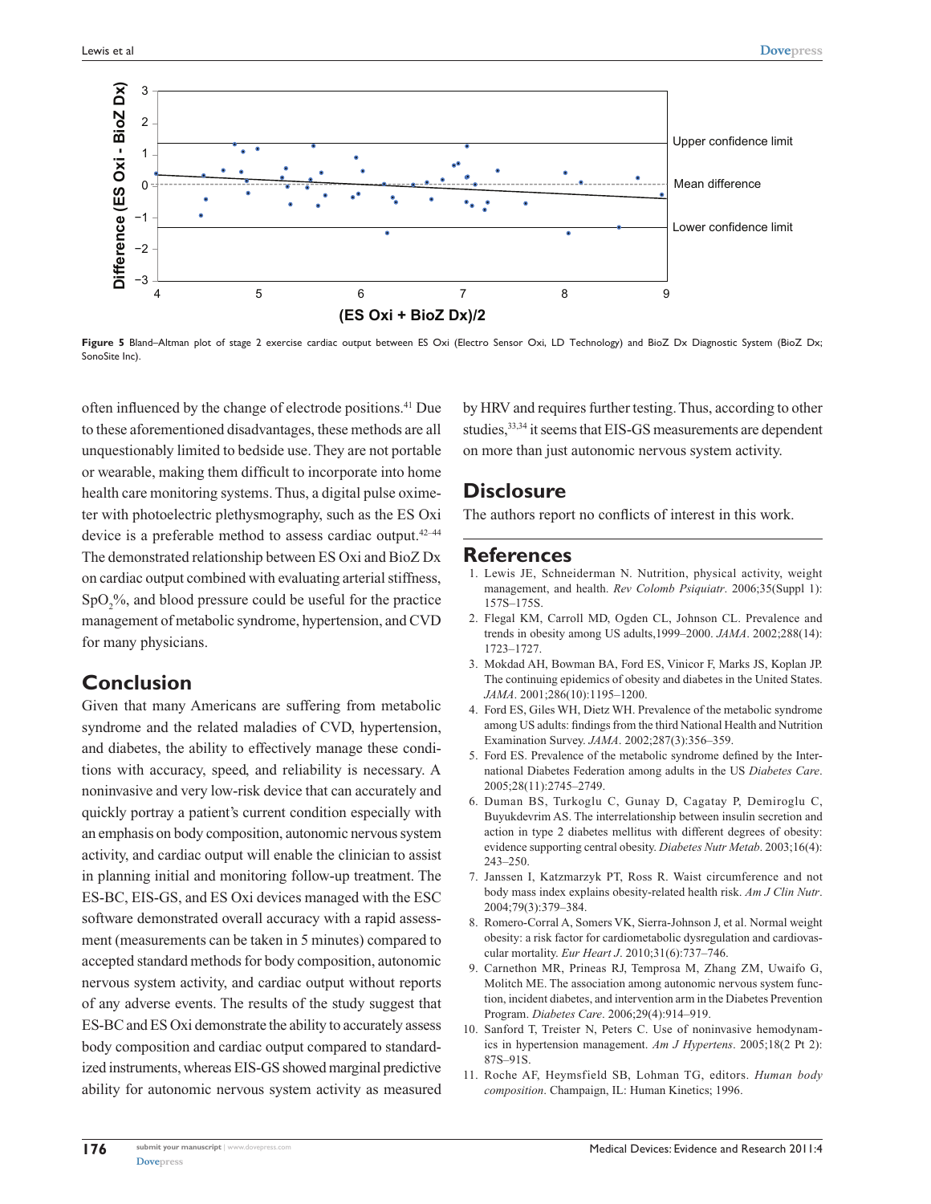Figure 5 Bland–Altman plot of stage 2 exercise cardiac output between ES Oxi (Electro Sensor Oxi, LD Technology) and BioZ Dx Diagnostic System (BioZ Dx; SonoSite Inc).

often influenced by the change of electrode positions.[41] Due to these aforementioned disadvantages, these methods are all unquestionably limited to bedside use. They are not portable or wearable, making them difficult to incorporate into home health care monitoring systems. Thus, a digital pulse oximeter with photoelectric plethysmography, such as the ES Oxi device is a preferable method to assess cardiac output.[42–44] The demonstrated relationship between ES Oxi and BioZ Dx on cardiac output combined with evaluating arterial stiffness, $SpO_2$%, and blood pressure could be useful for the practice management of metabolic syndrome, hypertension, and CVD for many physicians.

## Conclusion

Given that many Americans are suffering from metabolic syndrome and the related maladies of CVD, hypertension, and diabetes, the ability to effectively manage these conditions with accuracy, speed, and reliability is necessary. A noninvasive and very low-risk device that can accurately and quickly portray a patient's current condition especially with an emphasis on body composition, autonomic nervous system activity, and cardiac output will enable the clinician to assist in planning initial and monitoring follow-up treatment. The ES-BC, EIS-GS, and ES Oxi devices managed with the ESC software demonstrated overall accuracy with a rapid assessment (measurements can be taken in 5 minutes) compared to accepted standard methods for body composition, autonomic nervous system activity, and cardiac output without reports of any adverse events. The results of the study suggest that ES-BC and ES Oxi demonstrate the ability to accurately assess body composition and cardiac output compared to standardized instruments, whereas EIS-GS showed marginal predictive ability for autonomic nervous system activity as measured by HRV and requires further testing. Thus, according to other studies,[33,34] it seems that EIS-GS measurements are dependent on more than just autonomic nervous system activity.

## Disclosure

The authors report no conflicts of interest in this work.

## References

1. Lewis JE, Schneiderman N. Nutrition, physical activity, weight management, and health. *Rev Colomb Psiquiatr*. 2006;35(Suppl 1):157S–175S.
2. Flegal KM, Carroll MD, Ogden CL, Johnson CL. Prevalence and trends in obesity among US adults,1999–2000. *JAMA*. 2002;288(14):1723–1727.
3. Mokdad AH, Bowman BA, Ford ES, Vinicor F, Marks JS, Koplan JP. The continuing epidemics of obesity and diabetes in the United States. *JAMA*. 2001;286(10):1195–1200.
4. Ford ES, Giles WH, Dietz WH. Prevalence of the metabolic syndrome among US adults: findings from the third National Health and Nutrition Examination Survey. *JAMA*. 2002;287(3):356–359.
5. Ford ES. Prevalence of the metabolic syndrome defined by the International Diabetes Federation among adults in the US *Diabetes Care*. 2005;28(11):2745–2749.
6. Duman BS, Turkoglu C, Gunay D, Cagatay P, Demiroglu C, Buyukdevrim AS. The interrelationship between insulin secretion and action in type 2 diabetes mellitus with different degrees of obesity: evidence supporting central obesity. *Diabetes Nutr Metab*. 2003;16(4):243–250.
7. Janssen I, Katzmarzyk PT, Ross R. Waist circumference and not body mass index explains obesity-related health risk. *Am J Clin Nutr*. 2004;79(3):379–384.
8. Romero-Corral A, Somers VK, Sierra-Johnson J, et al. Normal weight obesity: a risk factor for cardiometabolic dysregulation and cardiovascular mortality. *Eur Heart J*. 2010;31(6):737–746.
9. Carnethon MR, Prineas RJ, Temprosa M, Zhang ZM, Uwaifo G, Molitch ME. The association among autonomic nervous system function, incident diabetes, and intervention arm in the Diabetes Prevention Program. *Diabetes Care*. 2006;29(4):914–919.
10. Sanford T, Treister N, Peters C. Use of noninvasive hemodynamics in hypertension management. *Am J Hypertens*. 2005;18(2 Pt 2):87S–91S.
11. Roche AF, Heymsfield SB, Lohman TG, editors. *Human body composition*. Champaign, IL: Human Kinetics; 1996.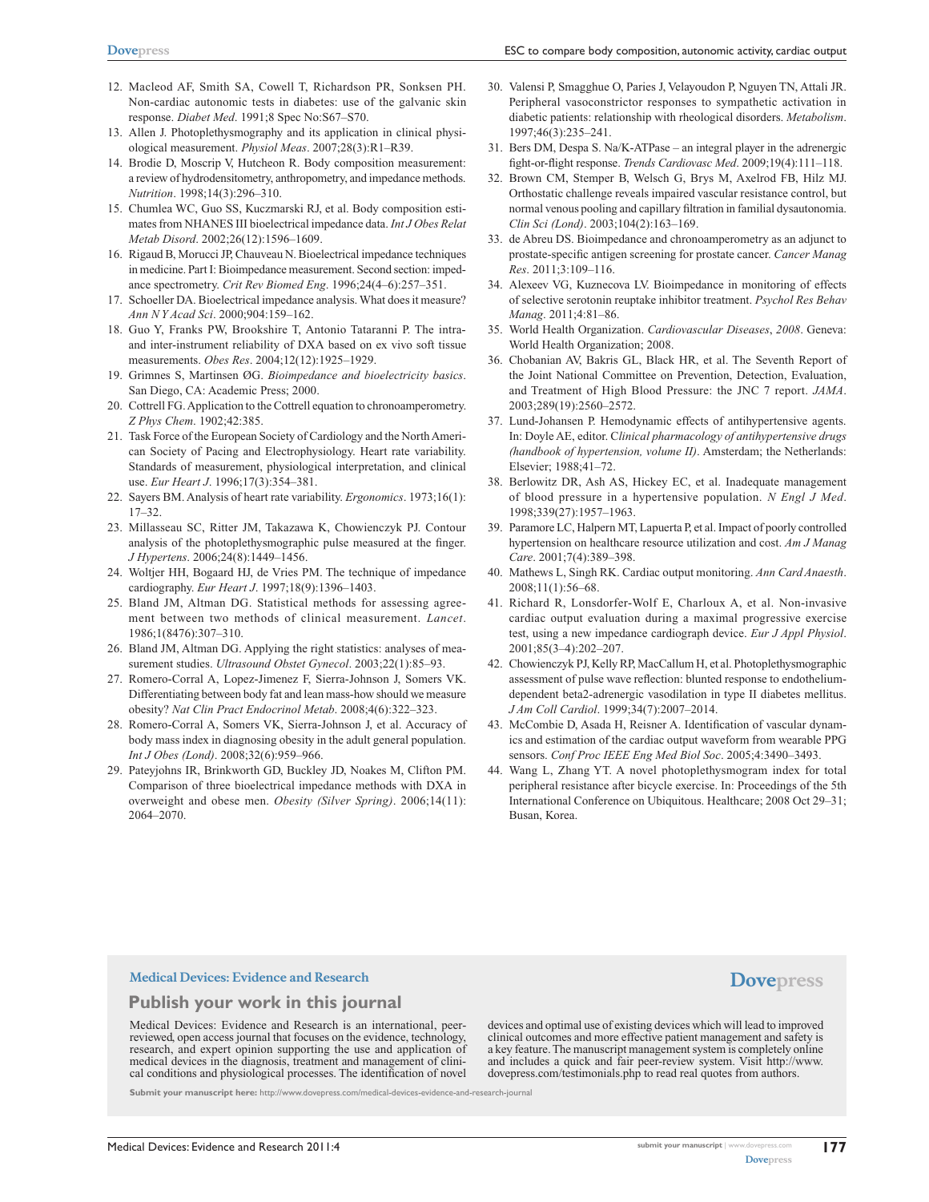12. Macleod AF, Smith SA, Cowell T, Richardson PR, Sonksen PH. Non-cardiac autonomic tests in diabetes: use of the galvanic skin response. *Diabet Med*. 1991;8 Spec No:S67–S70.
13. Allen J. Photoplethysmography and its application in clinical physiological measurement. *Physiol Meas*. 2007;28(3):R1–R39.
14. Brodie D, Moscrip V, Hutcheon R. Body composition measurement: a review of hydrodensitometry, anthropometry, and impedance methods. *Nutrition*. 1998;14(3):296–310.
15. Chumlea WC, Guo SS, Kuczmarski RJ, et al. Body composition estimates from NHANES III bioelectrical impedance data. *Int J Obes Relat Metab Disord*. 2002;26(12):1596–1609.
16. Rigaud B, Morucci JP, Chauveau N. Bioelectrical impedance techniques in medicine. Part I: Bioimpedance measurement. Second section: impedance spectrometry. *Crit Rev Biomed Eng*. 1996;24(4–6):257–351.
17. Schoeller DA. Bioelectrical impedance analysis. What does it measure? *Ann N Y Acad Sci*. 2000;904:159–162.
18. Guo Y, Franks PW, Brookshire T, Antonio Tataranni P. The intra- and inter-instrument reliability of DXA based on ex vivo soft tissue measurements. *Obes Res*. 2004;12(12):1925–1929.
19. Grimnes S, Martinsen ØG. *Bioimpedance and bioelectricity basics*. San Diego, CA: Academic Press; 2000.
20. Cottrell FG. Application to the Cottrell equation to chronoamperometry. *Z Phys Chem*. 1902;42:385.
21. Task Force of the European Society of Cardiology and the North American Society of Pacing and Electrophysiology. Heart rate variability. Standards of measurement, physiological interpretation, and clinical use. *Eur Heart J*. 1996;17(3):354–381.
22. Sayers BM. Analysis of heart rate variability. *Ergonomics*. 1973;16(1): 17–32.
23. Millasseau SC, Ritter JM, Takazawa K, Chowienczyk PJ. Contour analysis of the photoplethysmographic pulse measured at the finger. *J Hypertens*. 2006;24(8):1449–1456.
24. Woltjer HH, Bogaard HJ, de Vries PM. The technique of impedance cardiography. *Eur Heart J*. 1997;18(9):1396–1403.
25. Bland JM, Altman DG. Statistical methods for assessing agreement between two methods of clinical measurement. *Lancet*. 1986;1(8476):307–310.
26. Bland JM, Altman DG. Applying the right statistics: analyses of measurement studies. *Ultrasound Obstet Gynecol*. 2003;22(1):85–93.
27. Romero-Corral A, Lopez-Jimenez F, Sierra-Johnson J, Somers VK. Differentiating between body fat and lean mass-how should we measure obesity? *Nat Clin Pract Endocrinol Metab*. 2008;4(6):322–323.
28. Romero-Corral A, Somers VK, Sierra-Johnson J, et al. Accuracy of body mass index in diagnosing obesity in the adult general population. *Int J Obes (Lond)*. 2008;32(6):959–966.
29. Pateyjohns IR, Brinkworth GD, Buckley JD, Noakes M, Clifton PM. Comparison of three bioelectrical impedance methods with DXA in overweight and obese men. *Obesity (Silver Spring)*. 2006;14(11): 2064–2070.
30. Valensi P, Smagghue O, Paries J, Velayoudon P, Nguyen TN, Attali JR. Peripheral vasoconstrictor responses to sympathetic activation in diabetic patients: relationship with rheological disorders. *Metabolism*. 1997;46(3):235–241.
31. Bers DM, Despa S. Na/K-ATPase – an integral player in the adrenergic fight-or-flight response. *Trends Cardiovasc Med*. 2009;19(4):111–118.
32. Brown CM, Stemper B, Welsch G, Brys M, Axelrod FB, Hilz MJ. Orthostatic challenge reveals impaired vascular resistance control, but normal venous pooling and capillary filtration in familial dysautonomia. *Clin Sci (Lond)*. 2003;104(2):163–169.
33. de Abreu DS. Bioimpedance and chronoamperometry as an adjunct to prostate-specific antigen screening for prostate cancer. *Cancer Manag Res*. 2011;3:109–116.
34. Alexeev VG, Kuznecova LV. Bioimpedance in monitoring of effects of selective serotonin reuptake inhibitor treatment. *Psychol Res Behav Manag*. 2011;4:81–86.
35. World Health Organization. *Cardiovascular Diseases*, *2008*. Geneva: World Health Organization; 2008.
36. Chobanian AV, Bakris GL, Black HR, et al. The Seventh Report of the Joint National Committee on Prevention, Detection, Evaluation, and Treatment of High Blood Pressure: the JNC 7 report. *JAMA*. 2003;289(19):2560–2572.
37. Lund-Johansen P. Hemodynamic effects of antihypertensive agents. In: Doyle AE, editor. C*linical pharmacology of antihypertensive drugs (handbook of hypertension, volume II)*. Amsterdam; the Netherlands: Elsevier; 1988;41–72.
38. Berlowitz DR, Ash AS, Hickey EC, et al. Inadequate management of blood pressure in a hypertensive population. *N Engl J Med*. 1998;339(27):1957–1963.
39. Paramore LC, Halpern MT, Lapuerta P, et al. Impact of poorly controlled hypertension on healthcare resource utilization and cost. *Am J Manag Care*. 2001;7(4):389–398.
40. Mathews L, Singh RK. Cardiac output monitoring. *Ann Card Anaesth*. 2008;11(1):56–68.
41. Richard R, Lonsdorfer-Wolf E, Charloux A, et al. Non-invasive cardiac output evaluation during a maximal progressive exercise test, using a new impedance cardiograph device. *Eur J Appl Physiol*. 2001;85(3–4):202–207.
42. Chowienczyk PJ, Kelly RP, MacCallum H, et al. Photoplethysmographic assessment of pulse wave reflection: blunted response to endothelium-dependent beta2-adrenergic vasodilation in type II diabetes mellitus. *J Am Coll Cardiol*. 1999;34(7):2007–2014.
43. McCombie D, Asada H, Reisner A. Identification of vascular dynamics and estimation of the cardiac output waveform from wearable PPG sensors. *Conf Proc IEEE Eng Med Biol Soc*. 2005;4:3490–3493.
44. Wang L, Zhang YT. A novel photoplethysmogram index for total peripheral resistance after bicycle exercise. In: Proceedings of the 5th International Conference on Ubiquitous. Healthcare; 2008 Oct 29–31; Busan, Korea.

**Medical Devices: Evidence and Research**

**Dovepress**

## Publish your work in this journal

Medical Devices: Evidence and Research is an international, peer-reviewed, open access journal that focuses on the evidence, technology, research, and expert opinion supporting the use and application of medical devices in the diagnosis, treatment and management of clinical conditions and physiological processes. The identification of novel devices and optimal use of existing devices which will lead to improved clinical outcomes and more effective patient management and safety is a key feature. The manuscript management system is completely online and includes a quick and fair peer-review system. Visit http://www.dovepress.com/testimonials.php to read real quotes from authors.

**Submit your manuscript here:** http://www.dovepress.com/medical-devices-evidence-and-research-journal